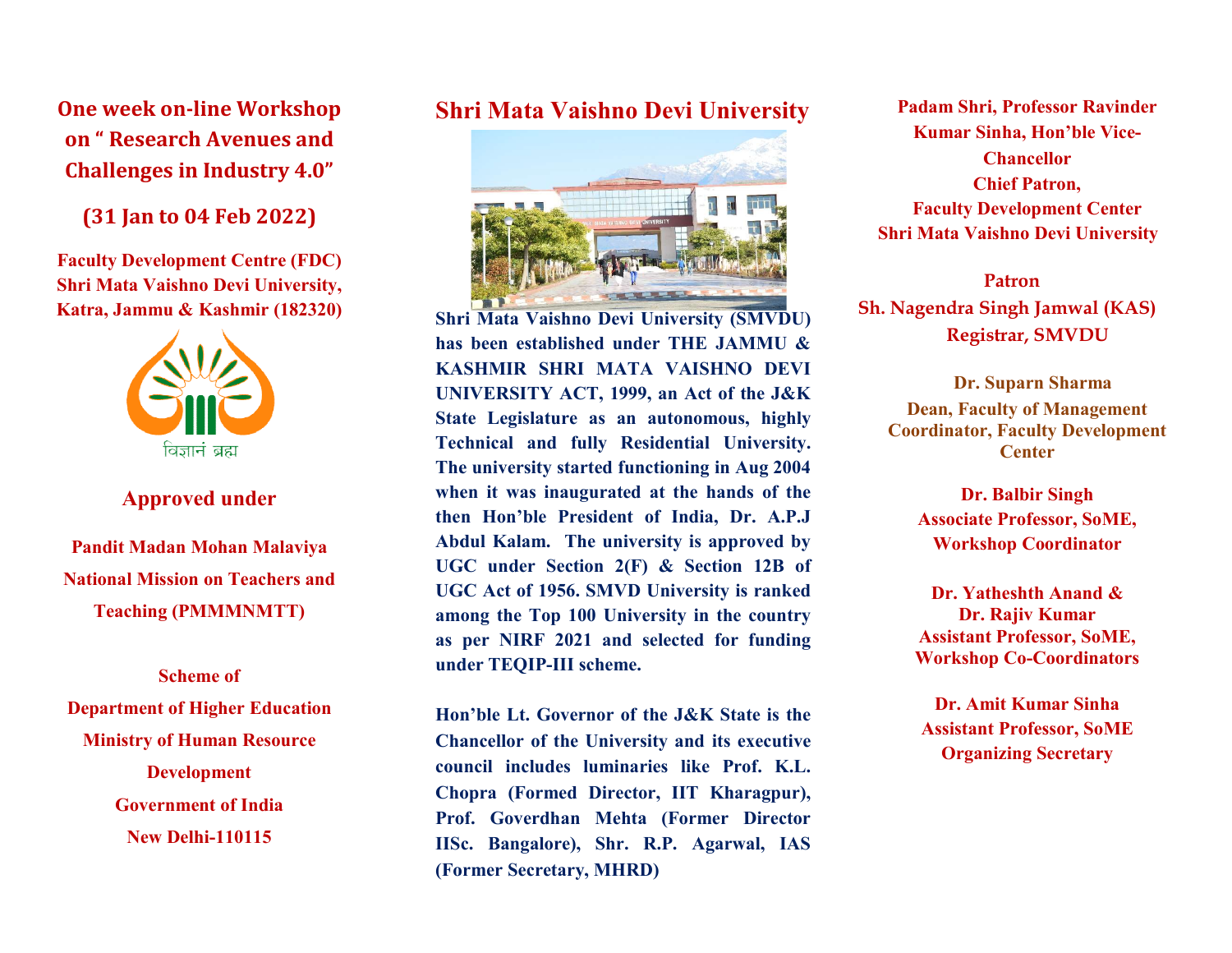# One week on-line Workshop on " Research Avenues and Challenges in Industry 4.0"

## (31 Jan to 04 Feb 2022)

**Faculty Development Centre (FDC)**
**Shri Mata Vaishno Devi University, Katra, Jammu & Kashmir (182320)**

विज्ञानं ब्रह्म

### Approved under

**Pandit Madan Mohan Malaviya National Mission on Teachers and Teaching (PMMMNMTT)**

**Scheme of**
**Department of Higher Education**
**Ministry of Human Resource Development**
**Government of India**
**New Delhi-110115**

## Shri Mata Vaishno Devi University

**Shri Mata Vaishno Devi University (SMVDU) has been established under THE JAMMU & KASHMIR SHRI MATA VAISHNO DEVI UNIVERSITY ACT, 1999, an Act of the J&K State Legislature as an autonomous, highly Technical and fully Residential University. The university started functioning in Aug 2004 when it was inaugurated at the hands of the then Hon'ble President of India, Dr. A.P.J Abdul Kalam. The university is approved by UGC under Section 2(F) & Section 12B of UGC Act of 1956. SMVD University is ranked among the Top 100 University in the country as per NIRF 2021 and selected for funding under TEQIP-III scheme.**

**Hon'ble Lt. Governor of the J&K State is the Chancellor of the University and its executive council includes luminaries like Prof. K.L. Chopra (Formed Director, IIT Kharagpur), Prof. Goverdhan Mehta (Former Director IISc. Bangalore), Shr. R.P. Agarwal, IAS (Former Secretary, MHRD)**

**Padam Shri, Professor Ravinder Kumar Sinha, Hon'ble Vice-Chancellor**
**Chief Patron,**
**Faculty Development Center**
**Shri Mata Vaishno Devi University**

**Patron**
**Sh. Nagendra Singh Jamwal (KAS)**
**Registrar, SMVDU**

**Dr. Suparn Sharma**
**Dean, Faculty of Management**
**Coordinator, Faculty Development Center**

**Dr. Balbir Singh**
**Associate Professor, SoME,**
**Workshop Coordinator**

**Dr. Yatheshth Anand &**
**Dr. Rajiv Kumar**
**Assistant Professor, SoME,**
**Workshop Co-Coordinators**

**Dr. Amit Kumar Sinha**
**Assistant Professor, SoME**
**Organizing Secretary**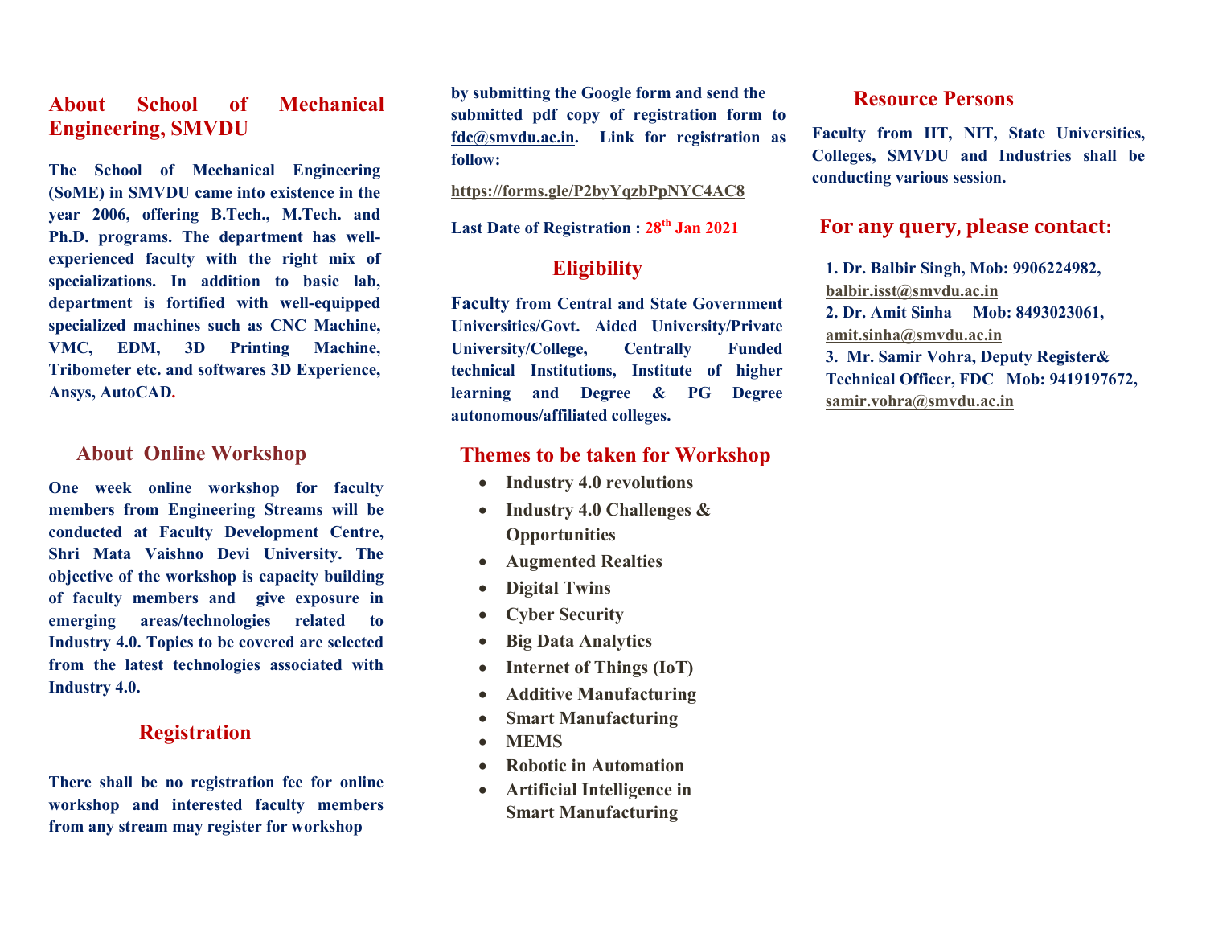## About School of Mechanical Engineering, SMVDU

**The School of Mechanical Engineering (SoME) in SMVDU came into existence in the year 2006, offering B.Tech., M.Tech. and Ph.D. programs. The department has well-experienced faculty with the right mix of specializations. In addition to basic lab, department is fortified with well-equipped specialized machines such as CNC Machine, VMC, EDM, 3D Printing Machine, Tribometer etc. and softwares 3D Experience, Ansys, AutoCAD.**

## About Online Workshop

**One week online workshop for faculty members from Engineering Streams will be conducted at Faculty Development Centre, Shri Mata Vaishno Devi University. The objective of the workshop is capacity building of faculty members and give exposure in emerging areas/technologies related to Industry 4.0. Topics to be covered are selected from the latest technologies associated with Industry 4.0.**

## Registration

**There shall be no registration fee for online workshop and interested faculty members from any stream may register for workshop by submitting the Google form and send the submitted pdf copy of registration form to fdc@smvdu.ac.in. Link for registration as follow:**

**https://forms.gle/P2byYqzbPpNYC4AC8**

**Last Date of Registration : 28th Jan 2021**

## Eligibility

**Faculty from Central and State Government Universities/Govt. Aided University/Private University/College, Centrally Funded technical Institutions, Institute of higher learning and Degree & PG Degree autonomous/affiliated colleges.**

## Themes to be taken for Workshop

- **Industry 4.0 revolutions**
- **Industry 4.0 Challenges & Opportunities**
- **Augmented Realties**
- **Digital Twins**
- **Cyber Security**
- **Big Data Analytics**
- **Internet of Things (IoT)**
- **Additive Manufacturing**
- **Smart Manufacturing**
- **MEMS**
- **Robotic in Automation**
- **Artificial Intelligence in Smart Manufacturing**

## Resource Persons

**Faculty from IIT, NIT, State Universities, Colleges, SMVDU and Industries shall be conducting various session.**

## For any query, please contact:

**1. Dr. Balbir Singh, Mob: 9906224982, balbir.isst@smvdu.ac.in**
**2. Dr. Amit Sinha Mob: 8493023061, amit.sinha@smvdu.ac.in**
**3. Mr. Samir Vohra, Deputy Register& Technical Officer, FDC Mob: 9419197672, samir.vohra@smvdu.ac.in**